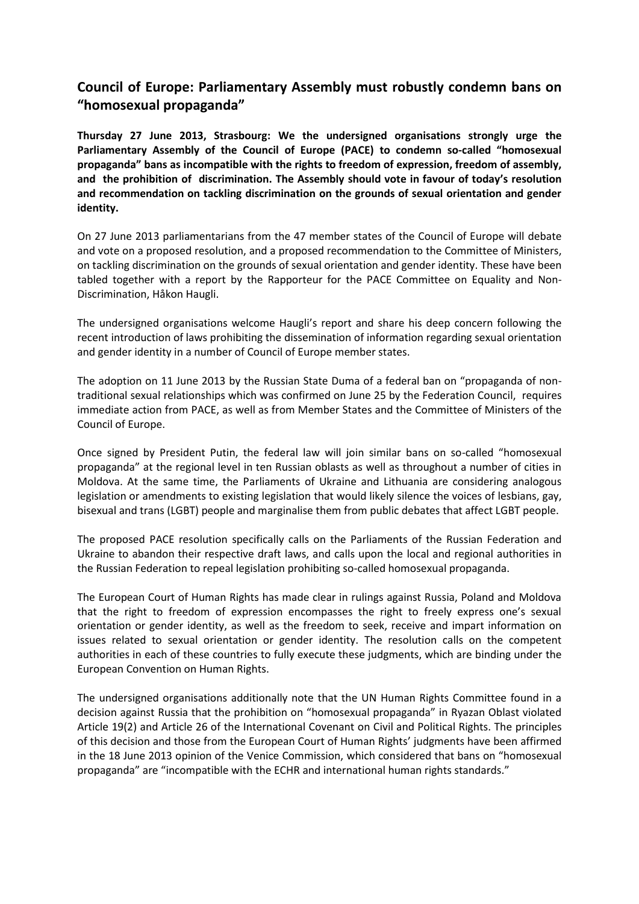## Council of Europe: Parliamentary Assembly must robustly condemn bans on "homosexual propaganda"

**Thursday 27 June 2013, Strasbourg: We the undersigned organisations strongly urge the Parliamentary Assembly of the Council of Europe (PACE) to condemn so-called "homosexual propaganda" bans as incompatible with the rights to freedom of expression, freedom of assembly, and the prohibition of discrimination. The Assembly should vote in favour of today's resolution and recommendation on tackling discrimination on the grounds of sexual orientation and gender identity.**

On 27 June 2013 parliamentarians from the 47 member states of the Council of Europe will debate and vote on a proposed resolution, and a proposed recommendation to the Committee of Ministers, on tackling discrimination on the grounds of sexual orientation and gender identity. These have been tabled together with a report by the Rapporteur for the PACE Committee on Equality and Non-Discrimination, Håkon Haugli.

The undersigned organisations welcome Haugli's report and share his deep concern following the recent introduction of laws prohibiting the dissemination of information regarding sexual orientation and gender identity in a number of Council of Europe member states.

The adoption on 11 June 2013 by the Russian State Duma of a federal ban on "propaganda of non-traditional sexual relationships which was confirmed on June 25 by the Federation Council, requires immediate action from PACE, as well as from Member States and the Committee of Ministers of the Council of Europe.

Once signed by President Putin, the federal law will join similar bans on so-called "homosexual propaganda" at the regional level in ten Russian oblasts as well as throughout a number of cities in Moldova. At the same time, the Parliaments of Ukraine and Lithuania are considering analogous legislation or amendments to existing legislation that would likely silence the voices of lesbians, gay, bisexual and trans (LGBT) people and marginalise them from public debates that affect LGBT people.

The proposed PACE resolution specifically calls on the Parliaments of the Russian Federation and Ukraine to abandon their respective draft laws, and calls upon the local and regional authorities in the Russian Federation to repeal legislation prohibiting so-called homosexual propaganda.

The European Court of Human Rights has made clear in rulings against Russia, Poland and Moldova that the right to freedom of expression encompasses the right to freely express one's sexual orientation or gender identity, as well as the freedom to seek, receive and impart information on issues related to sexual orientation or gender identity. The resolution calls on the competent authorities in each of these countries to fully execute these judgments, which are binding under the European Convention on Human Rights.

The undersigned organisations additionally note that the UN Human Rights Committee found in a decision against Russia that the prohibition on "homosexual propaganda" in Ryazan Oblast violated Article 19(2) and Article 26 of the International Covenant on Civil and Political Rights. The principles of this decision and those from the European Court of Human Rights' judgments have been affirmed in the 18 June 2013 opinion of the Venice Commission, which considered that bans on "homosexual propaganda" are "incompatible with the ECHR and international human rights standards."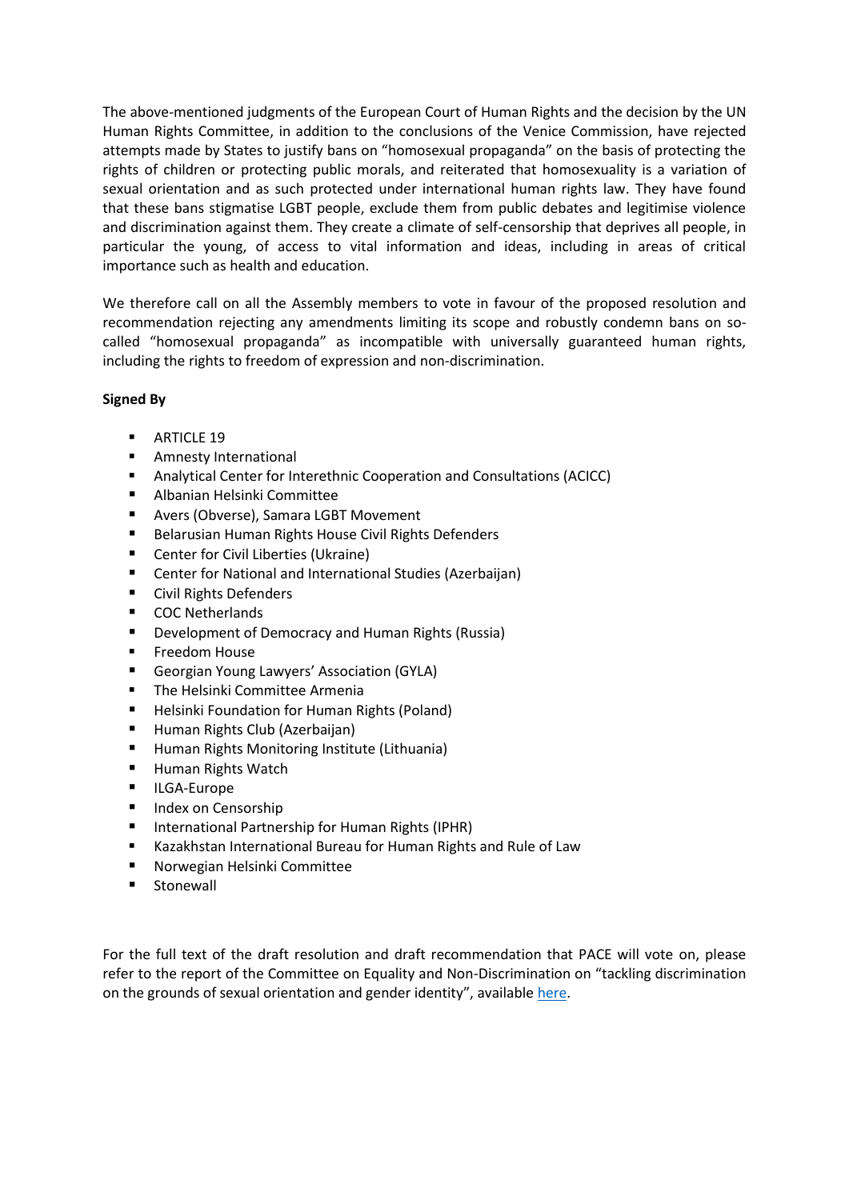The above-mentioned judgments of the European Court of Human Rights and the decision by the UN Human Rights Committee, in addition to the conclusions of the Venice Commission, have rejected attempts made by States to justify bans on "homosexual propaganda" on the basis of protecting the rights of children or protecting public morals, and reiterated that homosexuality is a variation of sexual orientation and as such protected under international human rights law. They have found that these bans stigmatise LGBT people, exclude them from public debates and legitimise violence and discrimination against them. They create a climate of self-censorship that deprives all people, in particular the young, of access to vital information and ideas, including in areas of critical importance such as health and education.

We therefore call on all the Assembly members to vote in favour of the proposed resolution and recommendation rejecting any amendments limiting its scope and robustly condemn bans on so-called "homosexual propaganda" as incompatible with universally guaranteed human rights, including the rights to freedom of expression and non-discrimination.

**Signed By**

- ARTICLE 19
- Amnesty International
- Analytical Center for Interethnic Cooperation and Consultations (ACICC)
- Albanian Helsinki Committee
- Avers (Obverse), Samara LGBT Movement
- Belarusian Human Rights House Civil Rights Defenders
- Center for Civil Liberties (Ukraine)
- Center for National and International Studies (Azerbaijan)
- Civil Rights Defenders
- COC Netherlands
- Development of Democracy and Human Rights (Russia)
- Freedom House
- Georgian Young Lawyers' Association (GYLA)
- The Helsinki Committee Armenia
- Helsinki Foundation for Human Rights (Poland)
- Human Rights Club (Azerbaijan)
- Human Rights Monitoring Institute (Lithuania)
- Human Rights Watch
- ILGA-Europe
- Index on Censorship
- International Partnership for Human Rights (IPHR)
- Kazakhstan International Bureau for Human Rights and Rule of Law
- Norwegian Helsinki Committee
- Stonewall

For the full text of the draft resolution and draft recommendation that PACE will vote on, please refer to the report of the Committee on Equality and Non-Discrimination on "tackling discrimination on the grounds of sexual orientation and gender identity", available here.